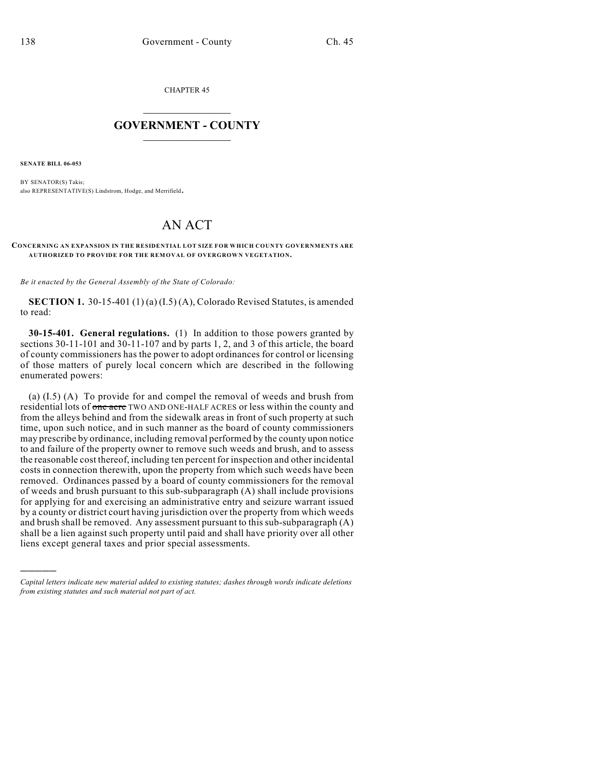CHAPTER 45

# GOVERNMENT - COUNTY

**SENATE BILL 06-053**

BY SENATOR(S) Takis;
also REPRESENTATIVE(S) Lindstrom, Hodge, and Merrifield.

# AN ACT

**CONCERNING AN EXPANSION IN THE RESIDENTIAL LOT SIZE FOR WHICH COUNTY GOVERNMENTS ARE AUTHORIZED TO PROVIDE FOR THE REMOVAL OF OVERGROWN VEGETATION.**

*Be it enacted by the General Assembly of the State of Colorado:*

**SECTION 1.** 30-15-401 (1) (a) (I.5) (A), Colorado Revised Statutes, is amended to read:

**30-15-401. General regulations.** (1) In addition to those powers granted by sections 30-11-101 and 30-11-107 and by parts 1, 2, and 3 of this article, the board of county commissioners has the power to adopt ordinances for control or licensing of those matters of purely local concern which are described in the following enumerated powers:

(a) (I.5) (A) To provide for and compel the removal of weeds and brush from residential lots of ~~one acre~~ TWO AND ONE-HALF ACRES or less within the county and from the alleys behind and from the sidewalk areas in front of such property at such time, upon such notice, and in such manner as the board of county commissioners may prescribe by ordinance, including removal performed by the county upon notice to and failure of the property owner to remove such weeds and brush, and to assess the reasonable cost thereof, including ten percent for inspection and other incidental costs in connection therewith, upon the property from which such weeds have been removed. Ordinances passed by a board of county commissioners for the removal of weeds and brush pursuant to this sub-subparagraph (A) shall include provisions for applying for and exercising an administrative entry and seizure warrant issued by a county or district court having jurisdiction over the property from which weeds and brush shall be removed. Any assessment pursuant to this sub-subparagraph (A) shall be a lien against such property until paid and shall have priority over all other liens except general taxes and prior special assessments.

---

*Capital letters indicate new material added to existing statutes; dashes through words indicate deletions from existing statutes and such material not part of act.*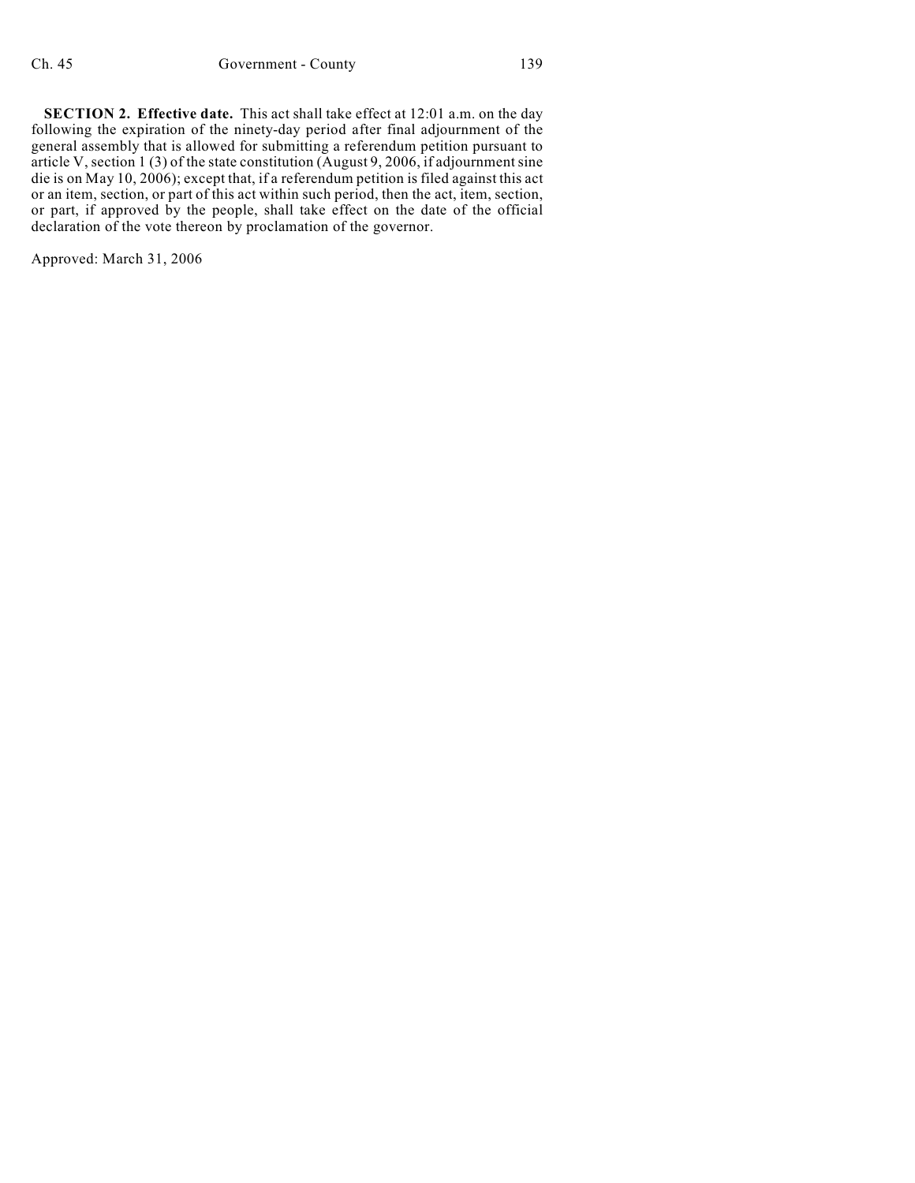**SECTION 2. Effective date.** This act shall take effect at 12:01 a.m. on the day following the expiration of the ninety-day period after final adjournment of the general assembly that is allowed for submitting a referendum petition pursuant to article V, section 1 (3) of the state constitution (August 9, 2006, if adjournment sine die is on May 10, 2006); except that, if a referendum petition is filed against this act or an item, section, or part of this act within such period, then the act, item, section, or part, if approved by the people, shall take effect on the date of the official declaration of the vote thereon by proclamation of the governor.

Approved: March 31, 2006